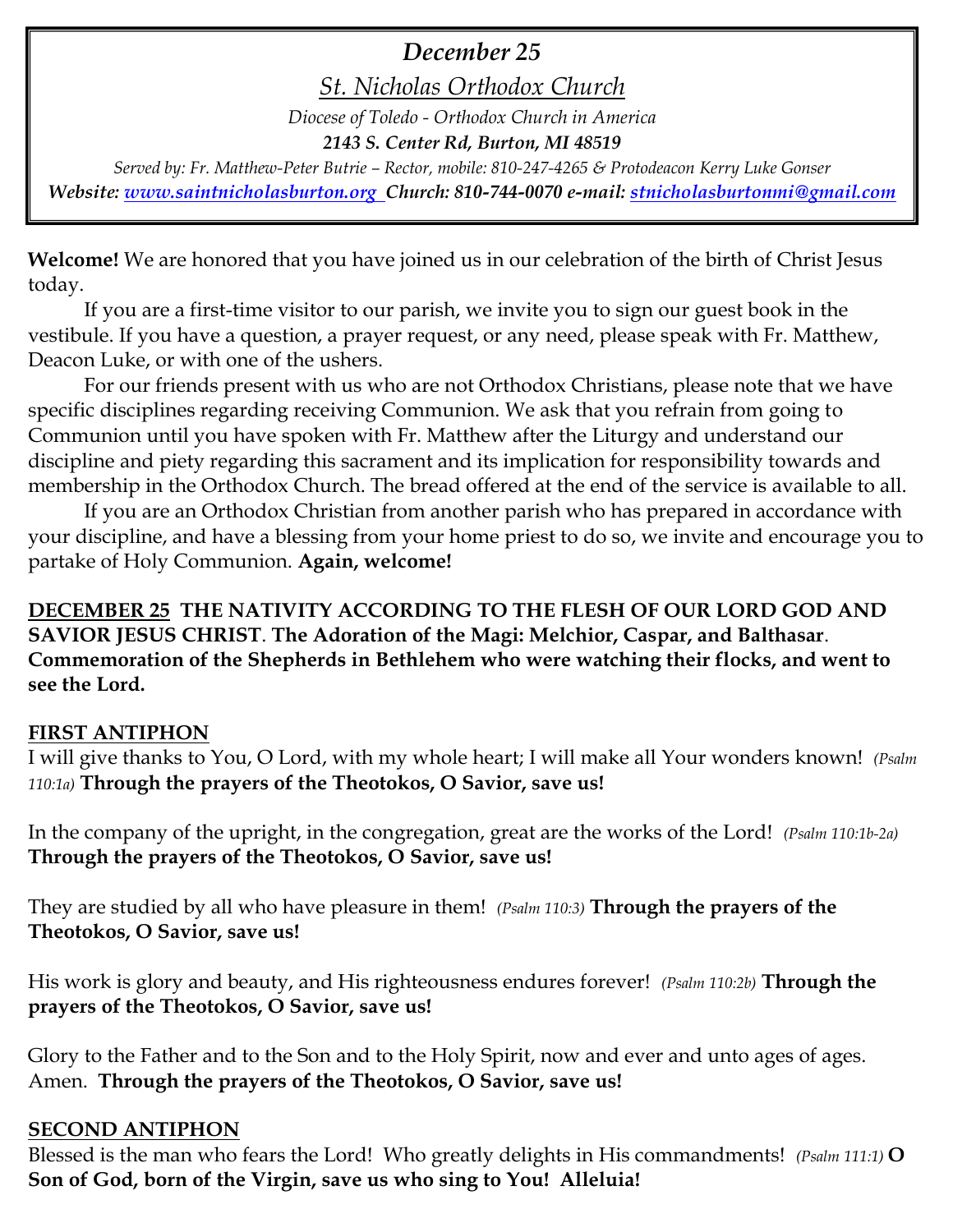# *December 25*

## *St. Nicholas Orthodox Church*

*Diocese of Toledo - Orthodox Church in America*

***2143 S. Center Rd, Burton, MI 48519***

*Served by: Fr. Matthew-Peter Butrie – Rector, mobile: 810-247-4265 & Protodeacon Kerry Luke Gonser*

***Website: www.saintnicholasburton.org Church: 810-744-0070 e-mail: stnicholasburtonmi@gmail.com***

**Welcome!** We are honored that you have joined us in our celebration of the birth of Christ Jesus today.

If you are a first-time visitor to our parish, we invite you to sign our guest book in the vestibule. If you have a question, a prayer request, or any need, please speak with Fr. Matthew, Deacon Luke, or with one of the ushers.

For our friends present with us who are not Orthodox Christians, please note that we have specific disciplines regarding receiving Communion. We ask that you refrain from going to Communion until you have spoken with Fr. Matthew after the Liturgy and understand our discipline and piety regarding this sacrament and its implication for responsibility towards and membership in the Orthodox Church. The bread offered at the end of the service is available to all.

If you are an Orthodox Christian from another parish who has prepared in accordance with your discipline, and have a blessing from your home priest to do so, we invite and encourage you to partake of Holy Communion. **Again, welcome!**

**DECEMBER 25 THE NATIVITY ACCORDING TO THE FLESH OF OUR LORD GOD AND SAVIOR JESUS CHRIST. The Adoration of the Magi: Melchior, Caspar, and Balthasar. Commemoration of the Shepherds in Bethlehem who were watching their flocks, and went to see the Lord.**

**FIRST ANTIPHON**

I will give thanks to You, O Lord, with my whole heart; I will make all Your wonders known! *(Psalm 110:1a)* **Through the prayers of the Theotokos, O Savior, save us!**

In the company of the upright, in the congregation, great are the works of the Lord! *(Psalm 110:1b-2a)* **Through the prayers of the Theotokos, O Savior, save us!**

They are studied by all who have pleasure in them! *(Psalm 110:3)* **Through the prayers of the Theotokos, O Savior, save us!**

His work is glory and beauty, and His righteousness endures forever! *(Psalm 110:2b)* **Through the prayers of the Theotokos, O Savior, save us!**

Glory to the Father and to the Son and to the Holy Spirit, now and ever and unto ages of ages. Amen. **Through the prayers of the Theotokos, O Savior, save us!**

**SECOND ANTIPHON**

Blessed is the man who fears the Lord! Who greatly delights in His commandments! *(Psalm 111:1)* **O Son of God, born of the Virgin, save us who sing to You! Alleluia!**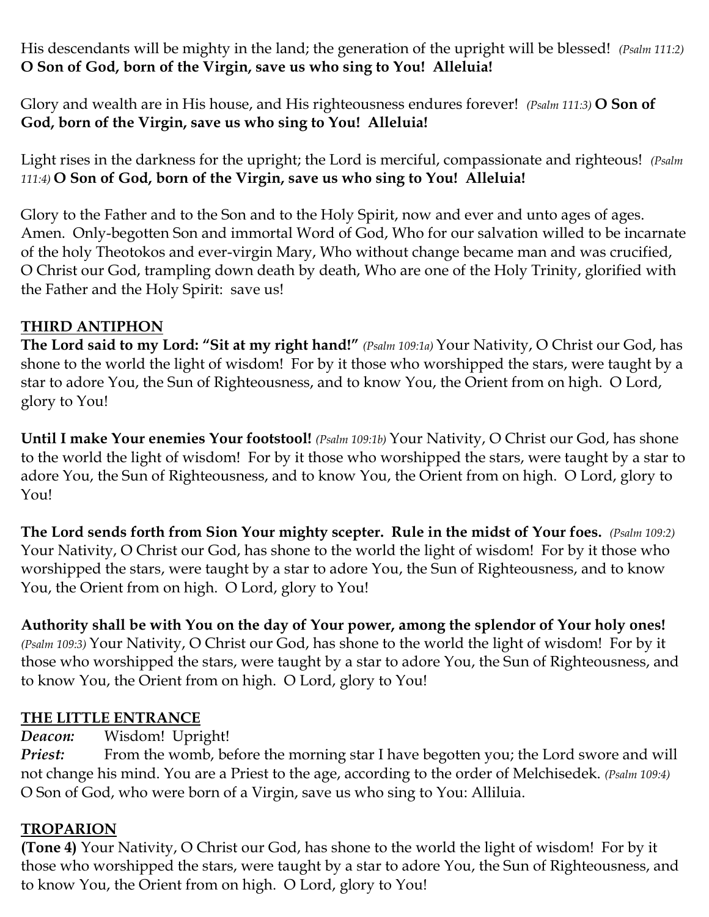His descendants will be mighty in the land; the generation of the upright will be blessed! *(Psalm 111:2)* **O Son of God, born of the Virgin, save us who sing to You! Alleluia!**

Glory and wealth are in His house, and His righteousness endures forever! *(Psalm 111:3)* **O Son of God, born of the Virgin, save us who sing to You! Alleluia!**

Light rises in the darkness for the upright; the Lord is merciful, compassionate and righteous! *(Psalm 111:4)* **O Son of God, born of the Virgin, save us who sing to You! Alleluia!**

Glory to the Father and to the Son and to the Holy Spirit, now and ever and unto ages of ages. Amen. Only-begotten Son and immortal Word of God, Who for our salvation willed to be incarnate of the holy Theotokos and ever-virgin Mary, Who without change became man and was crucified, O Christ our God, trampling down death by death, Who are one of the Holy Trinity, glorified with the Father and the Holy Spirit: save us!

## THIRD ANTIPHON

**The Lord said to my Lord: "Sit at my right hand!"** *(Psalm 109:1a)* Your Nativity, O Christ our God, has shone to the world the light of wisdom! For by it those who worshipped the stars, were taught by a star to adore You, the Sun of Righteousness, and to know You, the Orient from on high. O Lord, glory to You!

**Until I make Your enemies Your footstool!** *(Psalm 109:1b)* Your Nativity, O Christ our God, has shone to the world the light of wisdom! For by it those who worshipped the stars, were taught by a star to adore You, the Sun of Righteousness, and to know You, the Orient from on high. O Lord, glory to You!

**The Lord sends forth from Sion Your mighty scepter. Rule in the midst of Your foes.** *(Psalm 109:2)* Your Nativity, O Christ our God, has shone to the world the light of wisdom! For by it those who worshipped the stars, were taught by a star to adore You, the Sun of Righteousness, and to know You, the Orient from on high. O Lord, glory to You!

**Authority shall be with You on the day of Your power, among the splendor of Your holy ones!** *(Psalm 109:3)* Your Nativity, O Christ our God, has shone to the world the light of wisdom! For by it those who worshipped the stars, were taught by a star to adore You, the Sun of Righteousness, and to know You, the Orient from on high. O Lord, glory to You!

## THE LITTLE ENTRANCE

***Deacon:*** Wisdom! Upright!

***Priest:*** From the womb, before the morning star I have begotten you; the Lord swore and will not change his mind. You are a Priest to the age, according to the order of Melchisedek. *(Psalm 109:4)* O Son of God, who were born of a Virgin, save us who sing to You: Alliluia.

## TROPARION

**(Tone 4)** Your Nativity, O Christ our God, has shone to the world the light of wisdom! For by it those who worshipped the stars, were taught by a star to adore You, the Sun of Righteousness, and to know You, the Orient from on high. O Lord, glory to You!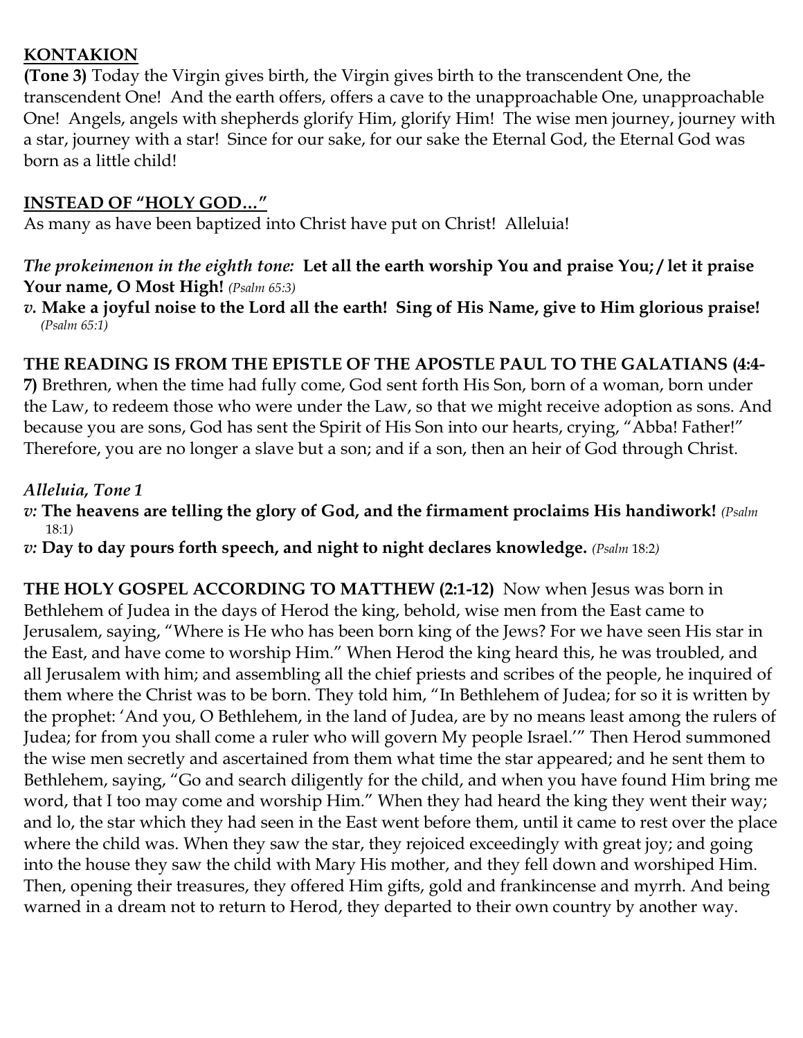**KONTAKION**

**(Tone 3)** Today the Virgin gives birth, the Virgin gives birth to the transcendent One, the transcendent One! And the earth offers, offers a cave to the unapproachable One, unapproachable One! Angels, angels with shepherds glorify Him, glorify Him! The wise men journey, journey with a star, journey with a star! Since for our sake, for our sake the Eternal God, the Eternal God was born as a little child!

**INSTEAD OF "HOLY GOD…"**

As many as have been baptized into Christ have put on Christ! Alleluia!

***The prokeimenon in the eighth tone:*** **Let all the earth worship You and praise You; / let it praise Your name, O Most High!** *(Psalm 65:3)*

*v.* **Make a joyful noise to the Lord all the earth! Sing of His Name, give to Him glorious praise!** *(Psalm 65:1)*

**THE READING IS FROM THE EPISTLE OF THE APOSTLE PAUL TO THE GALATIANS (4:4-7)** Brethren, when the time had fully come, God sent forth His Son, born of a woman, born under the Law, to redeem those who were under the Law, so that we might receive adoption as sons. And because you are sons, God has sent the Spirit of His Son into our hearts, crying, "Abba! Father!" Therefore, you are no longer a slave but a son; and if a son, then an heir of God through Christ.

***Alleluia, Tone 1***

*v:* **The heavens are telling the glory of God, and the firmament proclaims His handiwork!** *(Psalm 18:1)*

*v:* **Day to day pours forth speech, and night to night declares knowledge.** *(Psalm 18:2)*

**THE HOLY GOSPEL ACCORDING TO MATTHEW (2:1-12)** Now when Jesus was born in Bethlehem of Judea in the days of Herod the king, behold, wise men from the East came to Jerusalem, saying, "Where is He who has been born king of the Jews? For we have seen His star in the East, and have come to worship Him." When Herod the king heard this, he was troubled, and all Jerusalem with him; and assembling all the chief priests and scribes of the people, he inquired of them where the Christ was to be born. They told him, "In Bethlehem of Judea; for so it is written by the prophet: 'And you, O Bethlehem, in the land of Judea, are by no means least among the rulers of Judea; for from you shall come a ruler who will govern My people Israel.'" Then Herod summoned the wise men secretly and ascertained from them what time the star appeared; and he sent them to Bethlehem, saying, "Go and search diligently for the child, and when you have found Him bring me word, that I too may come and worship Him." When they had heard the king they went their way; and lo, the star which they had seen in the East went before them, until it came to rest over the place where the child was. When they saw the star, they rejoiced exceedingly with great joy; and going into the house they saw the child with Mary His mother, and they fell down and worshiped Him. Then, opening their treasures, they offered Him gifts, gold and frankincense and myrrh. And being warned in a dream not to return to Herod, they departed to their own country by another way.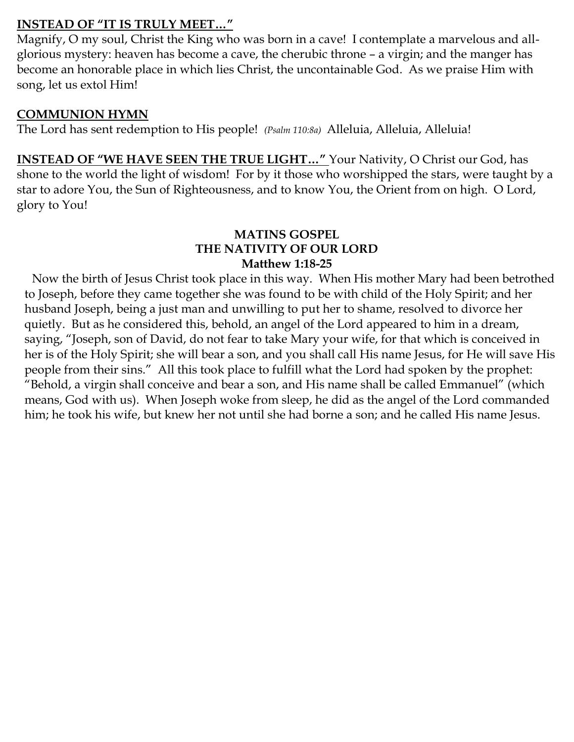**INSTEAD OF "IT IS TRULY MEET…"**

Magnify, O my soul, Christ the King who was born in a cave! I contemplate a marvelous and all-glorious mystery: heaven has become a cave, the cherubic throne – a virgin; and the manger has become an honorable place in which lies Christ, the uncontainable God. As we praise Him with song, let us extol Him!

**COMMUNION HYMN**

The Lord has sent redemption to His people! *(Psalm 110:8a)* Alleluia, Alleluia, Alleluia!

**INSTEAD OF "WE HAVE SEEN THE TRUE LIGHT…"** Your Nativity, O Christ our God, has shone to the world the light of wisdom! For by it those who worshipped the stars, were taught by a star to adore You, the Sun of Righteousness, and to know You, the Orient from on high. O Lord, glory to You!

### MATINS GOSPEL
### THE NATIVITY OF OUR LORD
### Matthew 1:18-25

Now the birth of Jesus Christ took place in this way. When His mother Mary had been betrothed to Joseph, before they came together she was found to be with child of the Holy Spirit; and her husband Joseph, being a just man and unwilling to put her to shame, resolved to divorce her quietly. But as he considered this, behold, an angel of the Lord appeared to him in a dream, saying, "Joseph, son of David, do not fear to take Mary your wife, for that which is conceived in her is of the Holy Spirit; she will bear a son, and you shall call His name Jesus, for He will save His people from their sins." All this took place to fulfill what the Lord had spoken by the prophet: "Behold, a virgin shall conceive and bear a son, and His name shall be called Emmanuel" (which means, God with us). When Joseph woke from sleep, he did as the angel of the Lord commanded him; he took his wife, but knew her not until she had borne a son; and he called His name Jesus.